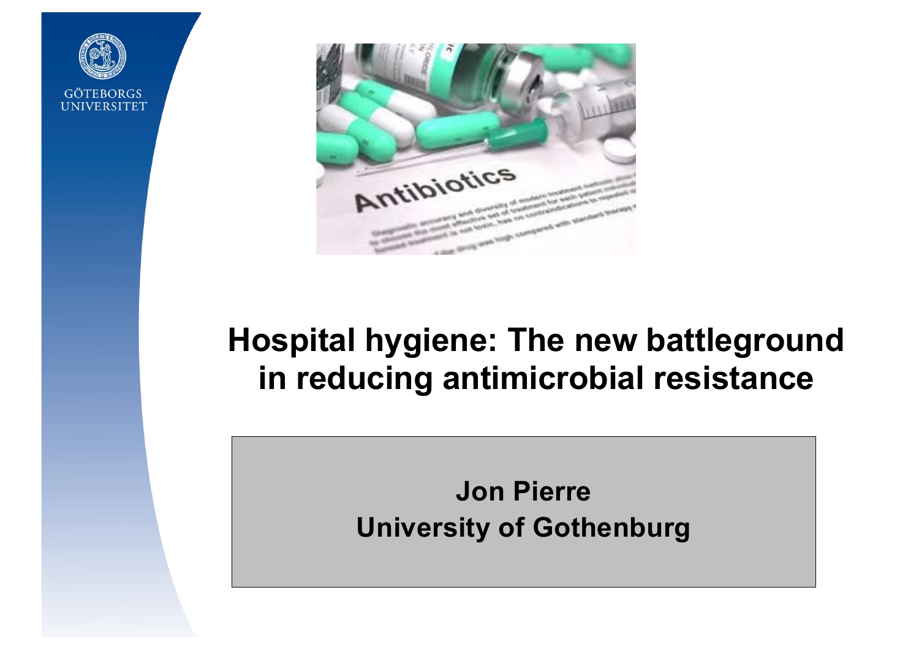GÖTEBORGS UNIVERSITET

# Hospital hygiene: The new battleground in reducing antimicrobial resistance

**Jon Pierre**
**University of Gothenburg**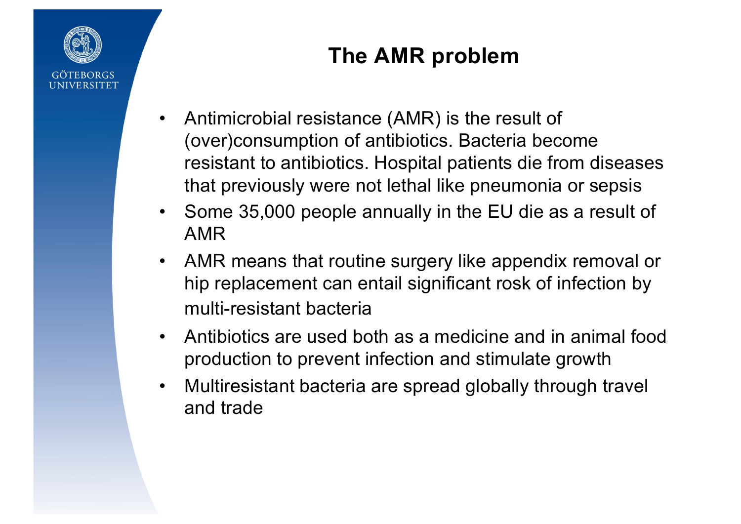# The AMR problem

- Antimicrobial resistance (AMR) is the result of (over)consumption of antibiotics. Bacteria become resistant to antibiotics. Hospital patients die from diseases that previously were not lethal like pneumonia or sepsis
- Some 35,000 people annually in the EU die as a result of AMR
- AMR means that routine surgery like appendix removal or hip replacement can entail significant rosk of infection by multi-resistant bacteria
- Antibiotics are used both as a medicine and in animal food production to prevent infection and stimulate growth
- Multiresistant bacteria are spread globally through travel and trade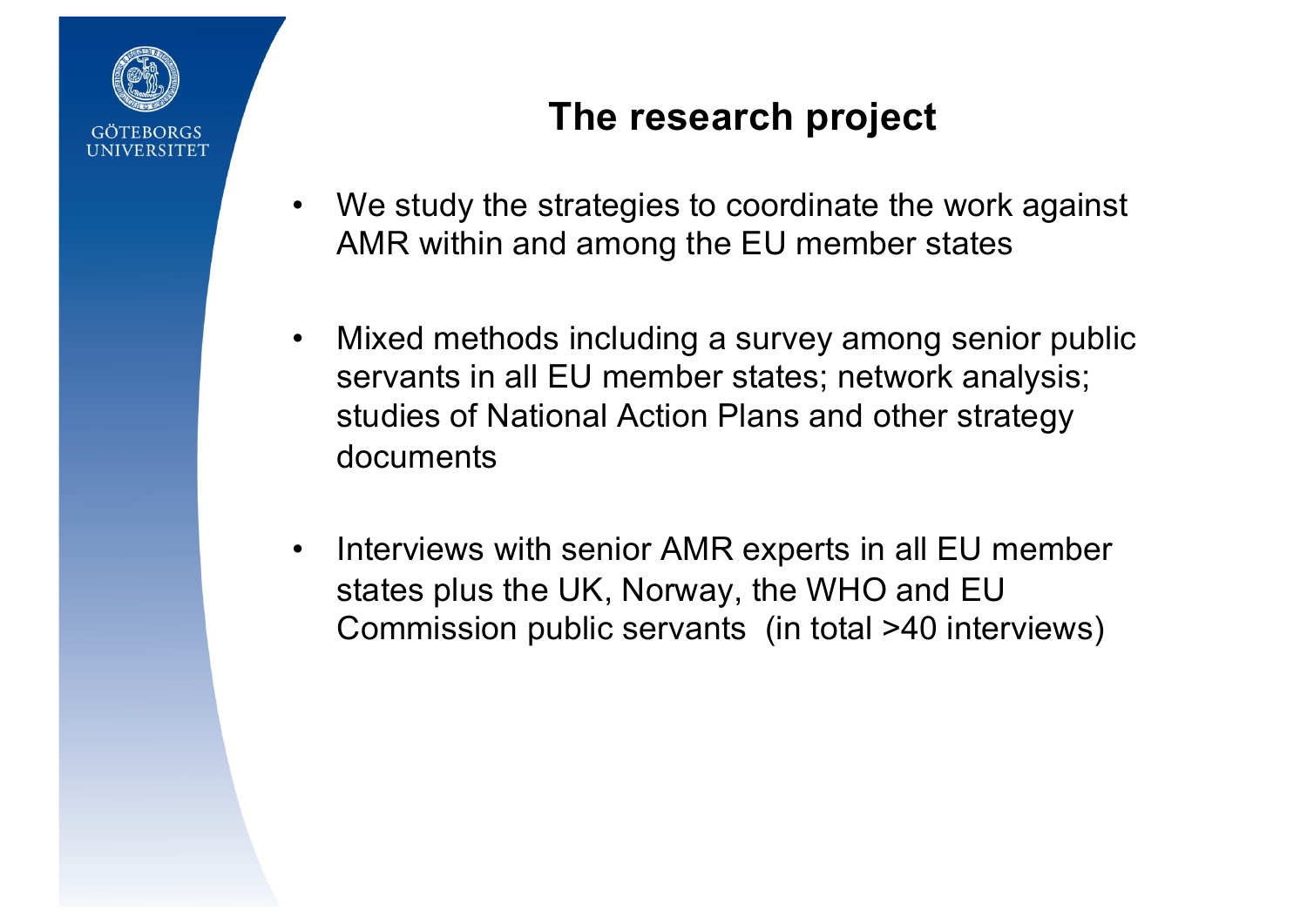# The research project

- We study the strategies to coordinate the work against AMR within and among the EU member states
- Mixed methods including a survey among senior public servants in all EU member states; network analysis; studies of National Action Plans and other strategy documents
- Interviews with senior AMR experts in all EU member states plus the UK, Norway, the WHO and EU Commission public servants (in total >40 interviews)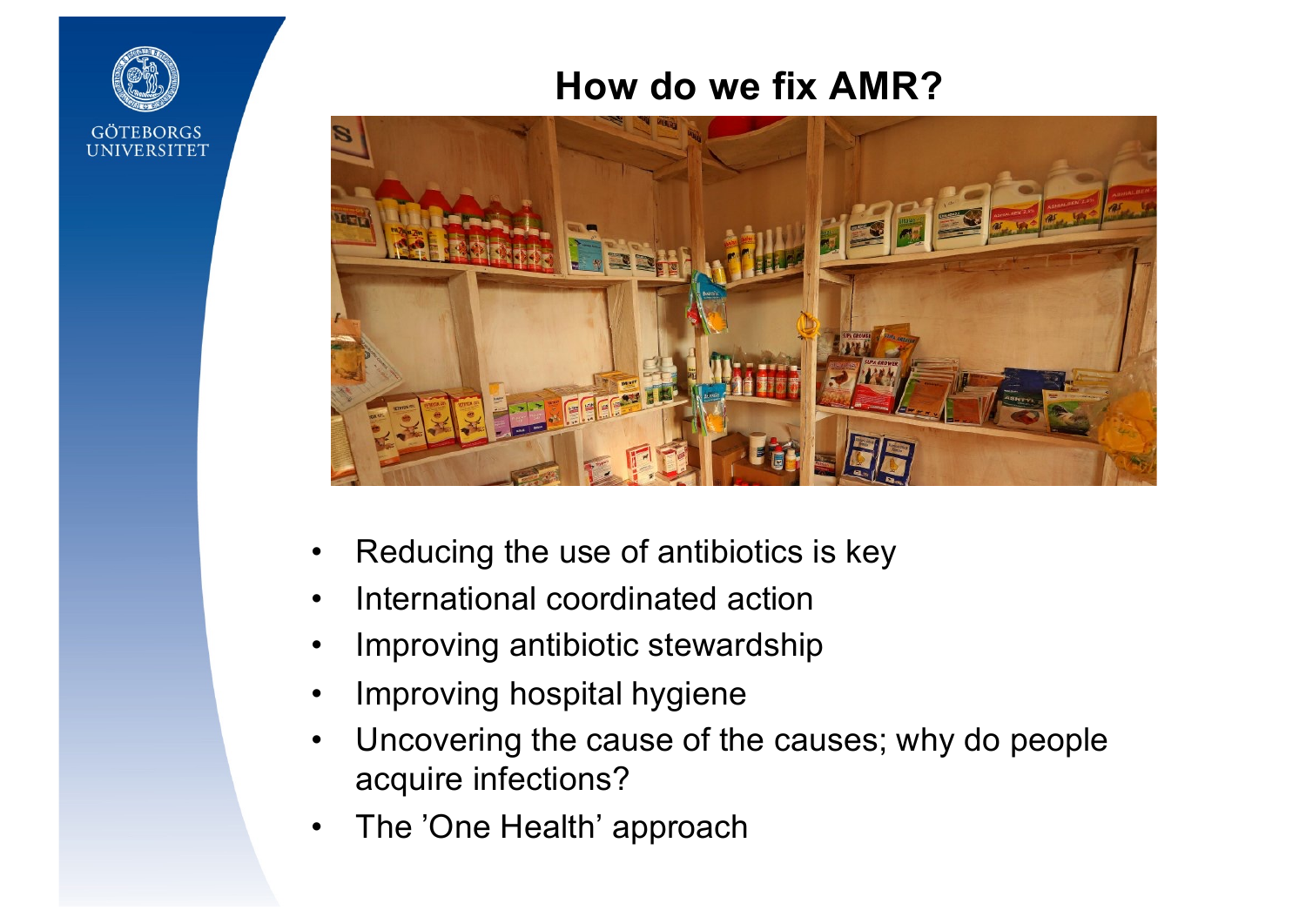# How do we fix AMR?

- Reducing the use of antibiotics is key
- International coordinated action
- Improving antibiotic stewardship
- Improving hospital hygiene
- Uncovering the cause of the causes; why do people acquire infections?
- The ’One Health’ approach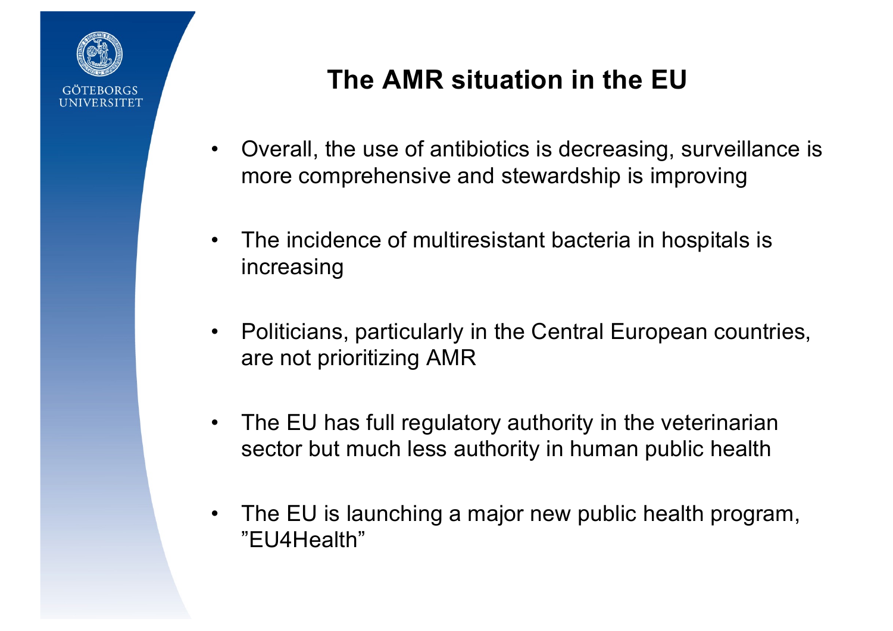# The AMR situation in the EU

- Overall, the use of antibiotics is decreasing, surveillance is more comprehensive and stewardship is improving
- The incidence of multiresistant bacteria in hospitals is increasing
- Politicians, particularly in the Central European countries, are not prioritizing AMR
- The EU has full regulatory authority in the veterinarian sector but much less authority in human public health
- The EU is launching a major new public health program, ”EU4Health”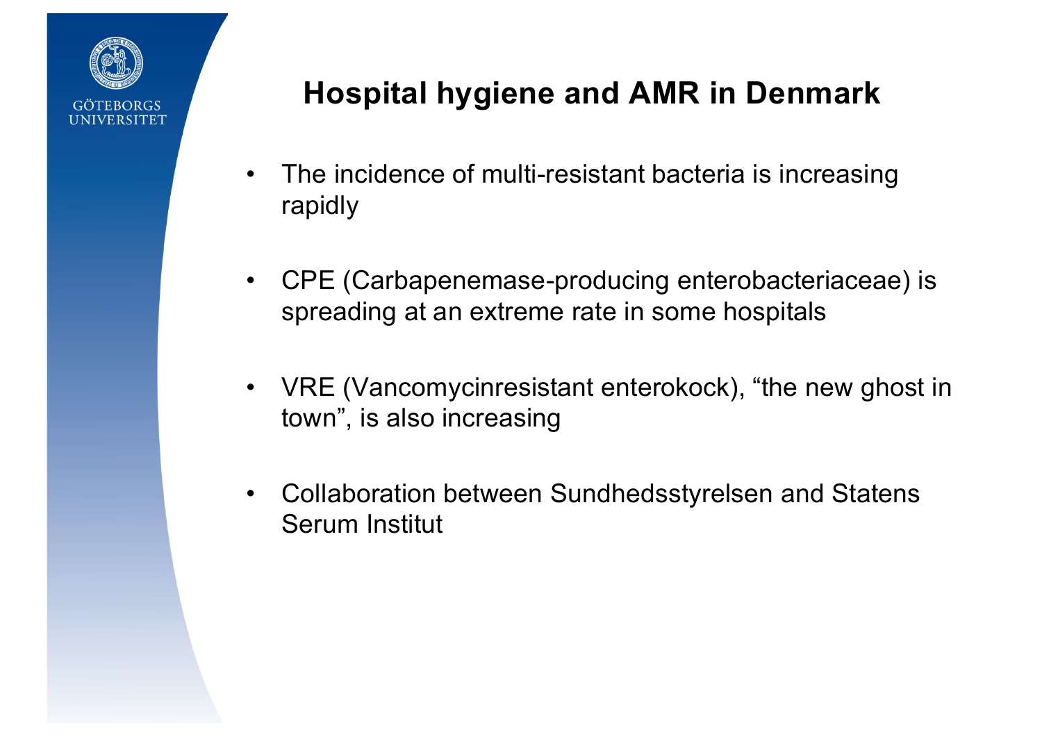# Hospital hygiene and AMR in Denmark

- The incidence of multi-resistant bacteria is increasing rapidly
- CPE (Carbapenemase-producing enterobacteriaceae) is spreading at an extreme rate in some hospitals
- VRE (Vancomycinresistant enterokock), “the new ghost in town”, is also increasing
- Collaboration between Sundhedsstyrelsen and Statens Serum Institut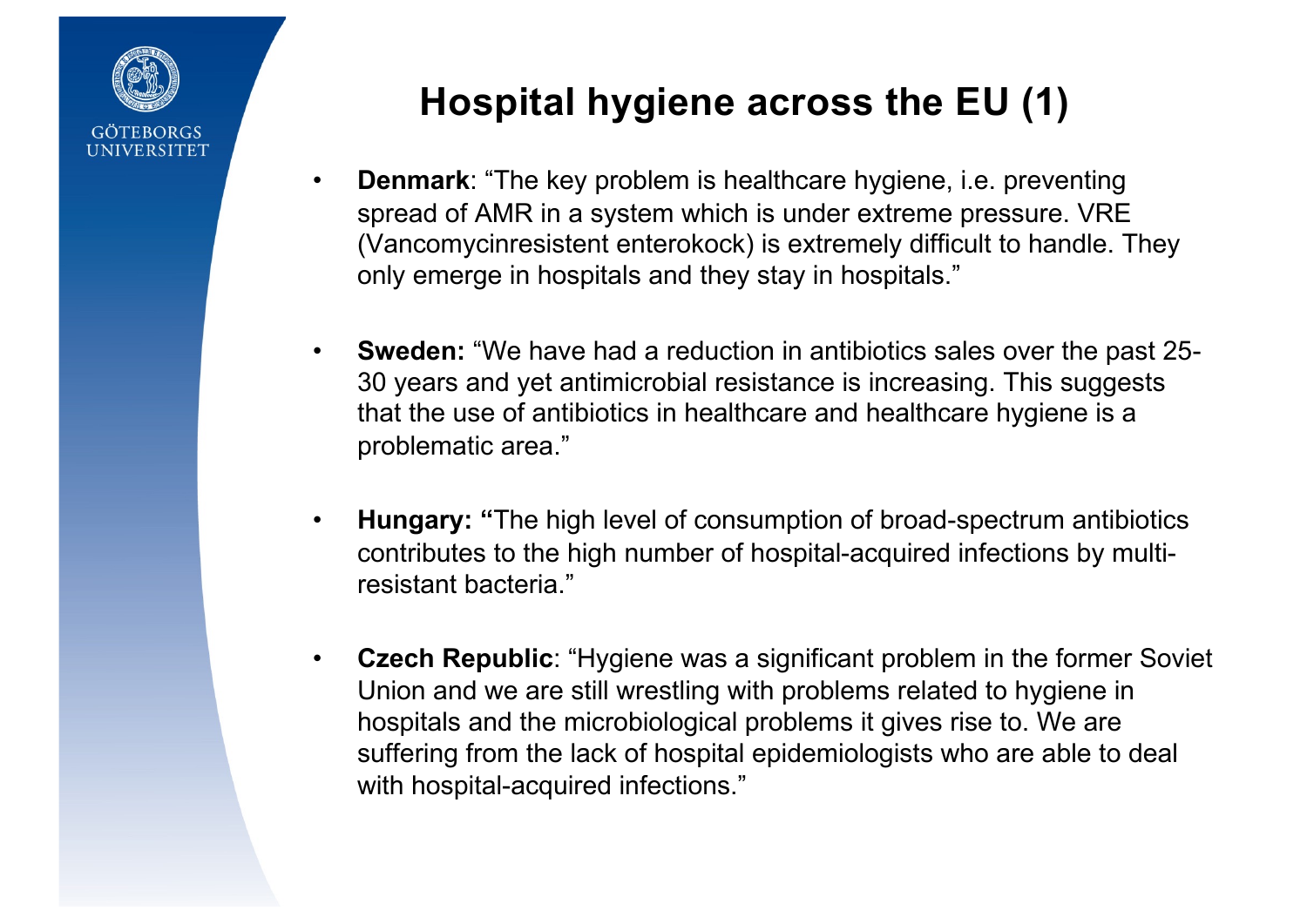# Hospital hygiene across the EU (1)

- **Denmark**: "The key problem is healthcare hygiene, i.e. preventing spread of AMR in a system which is under extreme pressure. VRE (Vancomycinresistent enterokock) is extremely difficult to handle. They only emerge in hospitals and they stay in hospitals."

- **Sweden:** "We have had a reduction in antibiotics sales over the past 25-30 years and yet antimicrobial resistance is increasing. This suggests that the use of antibiotics in healthcare and healthcare hygiene is a problematic area."

- **Hungary: "**The high level of consumption of broad-spectrum antibiotics contributes to the high number of hospital-acquired infections by multi-resistant bacteria."

- **Czech Republic**: "Hygiene was a significant problem in the former Soviet Union and we are still wrestling with problems related to hygiene in hospitals and the microbiological problems it gives rise to. We are suffering from the lack of hospital epidemiologists who are able to deal with hospital-acquired infections."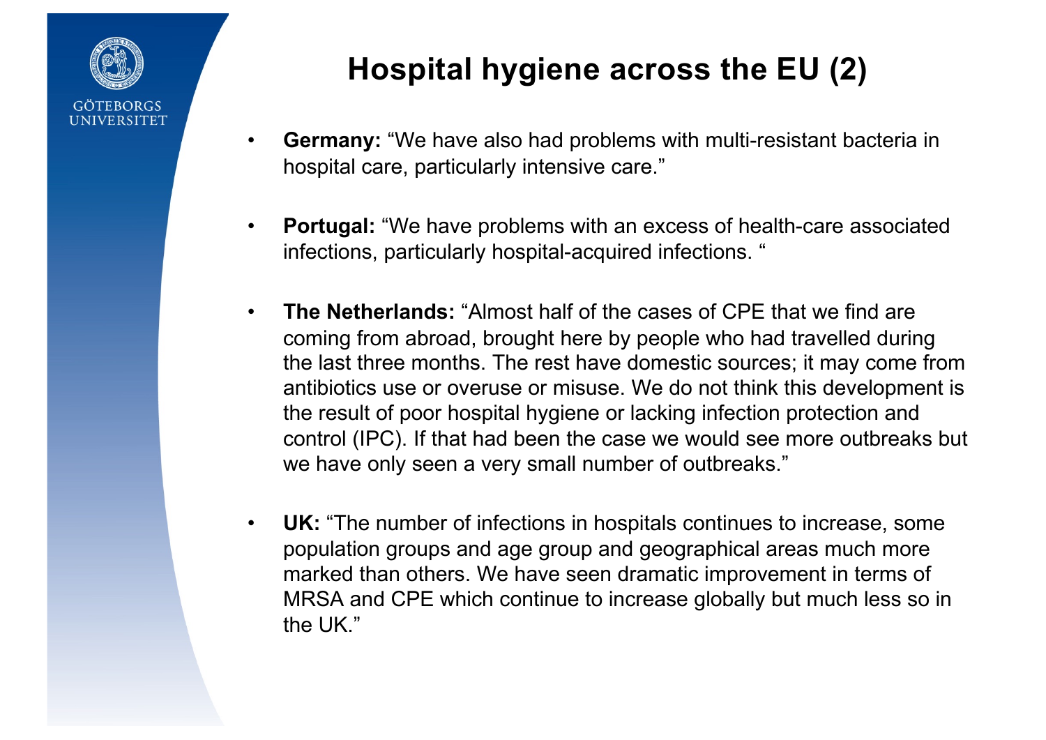# Hospital hygiene across the EU (2)

- **Germany:** "We have also had problems with multi-resistant bacteria in hospital care, particularly intensive care."
- **Portugal:** "We have problems with an excess of health-care associated infections, particularly hospital-acquired infections. "
- **The Netherlands:** "Almost half of the cases of CPE that we find are coming from abroad, brought here by people who had travelled during the last three months. The rest have domestic sources; it may come from antibiotics use or overuse or misuse. We do not think this development is the result of poor hospital hygiene or lacking infection protection and control (IPC). If that had been the case we would see more outbreaks but we have only seen a very small number of outbreaks."
- **UK:** "The number of infections in hospitals continues to increase, some population groups and age group and geographical areas much more marked than others. We have seen dramatic improvement in terms of MRSA and CPE which continue to increase globally but much less so in the UK."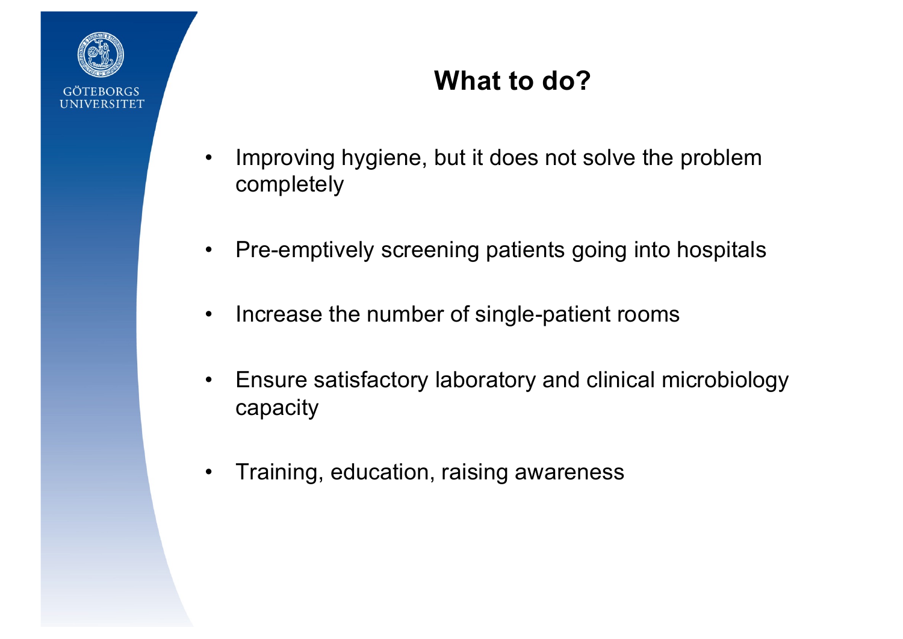# What to do?

- Improving hygiene, but it does not solve the problem completely
- Pre-emptively screening patients going into hospitals
- Increase the number of single-patient rooms
- Ensure satisfactory laboratory and clinical microbiology capacity
- Training, education, raising awareness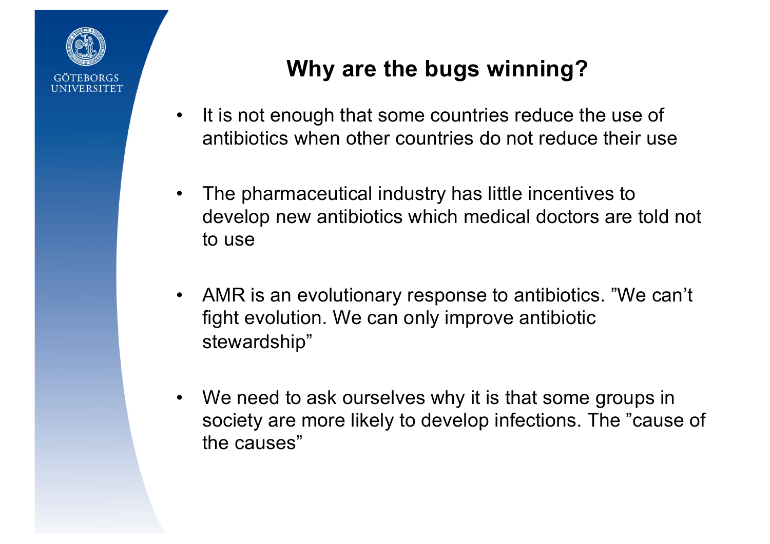## Why are the bugs winning?

- It is not enough that some countries reduce the use of antibiotics when other countries do not reduce their use
- The pharmaceutical industry has little incentives to develop new antibiotics which medical doctors are told not to use
- AMR is an evolutionary response to antibiotics. ”We can’t fight evolution. We can only improve antibiotic stewardship”
- We need to ask ourselves why it is that some groups in society are more likely to develop infections. The ”cause of the causes”